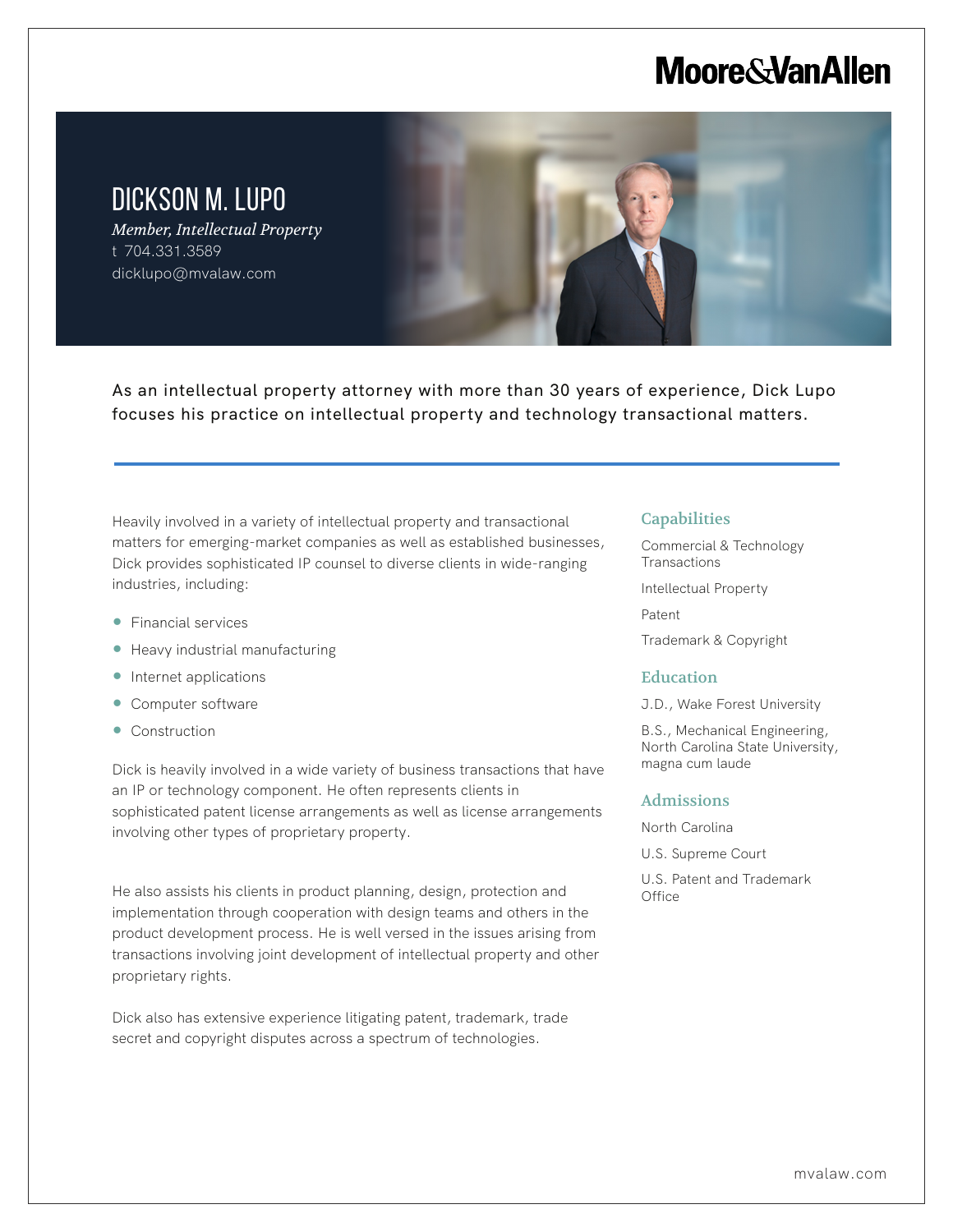Moore&VanAllen

# DICKSON M. LUPO

*Member, Intellectual Property*

t 704.331.3589

dicklupo@mvalaw.com

As an intellectual property attorney with more than 30 years of experience, Dick Lupo focuses his practice on intellectual property and technology transactional matters.

Heavily involved in a variety of intellectual property and transactional matters for emerging-market companies as well as established businesses, Dick provides sophisticated IP counsel to diverse clients in wide-ranging industries, including:

- Financial services
- Heavy industrial manufacturing
- Internet applications
- Computer software
- Construction

Dick is heavily involved in a wide variety of business transactions that have an IP or technology component. He often represents clients in sophisticated patent license arrangements as well as license arrangements involving other types of proprietary property.

He also assists his clients in product planning, design, protection and implementation through cooperation with design teams and others in the product development process. He is well versed in the issues arising from transactions involving joint development of intellectual property and other proprietary rights.

Dick also has extensive experience litigating patent, trademark, trade secret and copyright disputes across a spectrum of technologies.

## Capabilities

Commercial & Technology Transactions

Intellectual Property

Patent

Trademark & Copyright

## Education

J.D., Wake Forest University

B.S., Mechanical Engineering, North Carolina State University, magna cum laude

## Admissions

North Carolina

U.S. Supreme Court

U.S. Patent and Trademark Office

mvalaw.com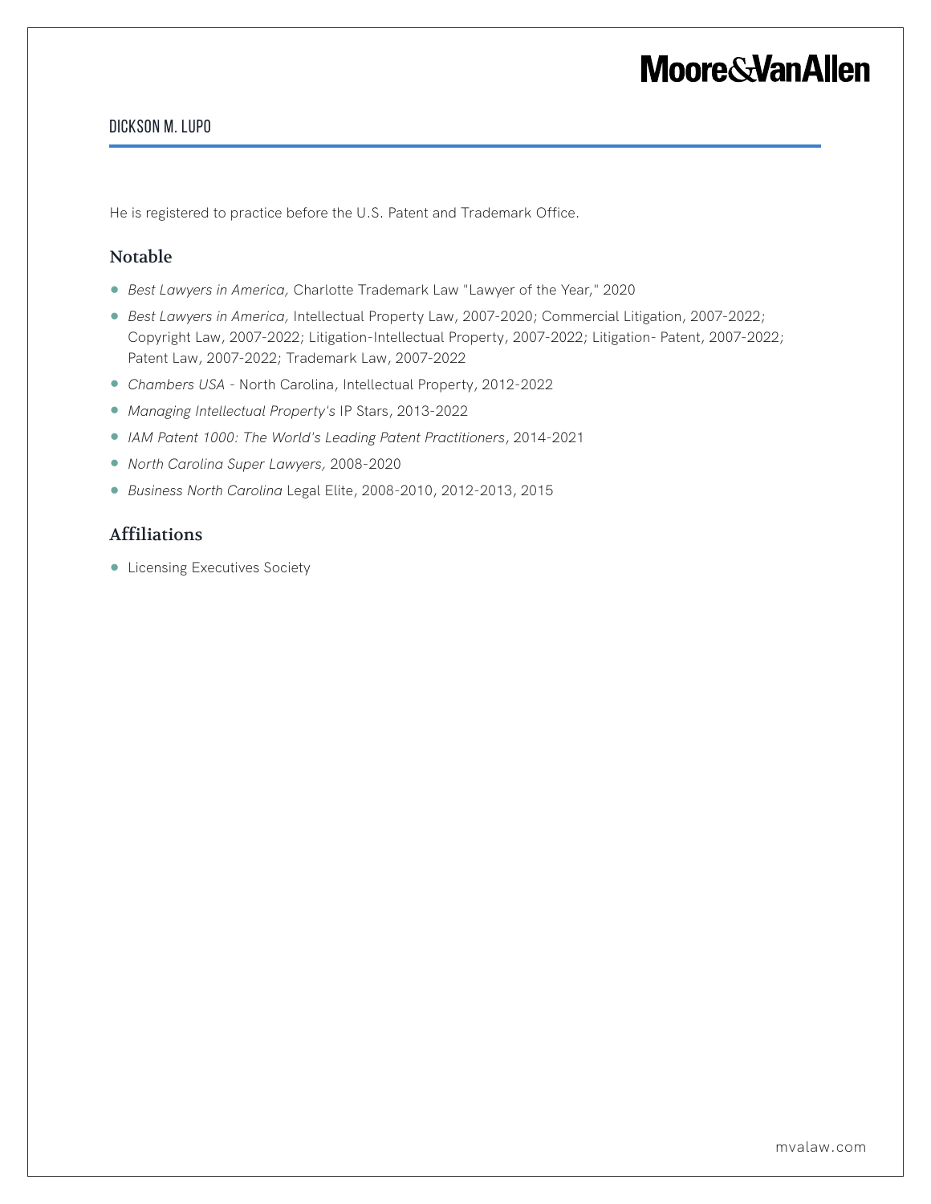He is registered to practice before the U.S. Patent and Trademark Office.

## Notable

- *Best Lawyers in America,* Charlotte Trademark Law "Lawyer of the Year," 2020
- *Best Lawyers in America,* Intellectual Property Law, 2007-2020; Commercial Litigation, 2007-2022; Copyright Law, 2007-2022; Litigation-Intellectual Property, 2007-2022; Litigation- Patent, 2007-2022; Patent Law, 2007-2022; Trademark Law, 2007-2022
- *Chambers USA* - North Carolina, Intellectual Property, 2012-2022
- *Managing Intellectual Property's* IP Stars, 2013-2022
- *IAM Patent 1000: The World's Leading Patent Practitioners*, 2014-2021
- *North Carolina Super Lawyers,* 2008-2020
- *Business North Carolina* Legal Elite, 2008-2010, 2012-2013, 2015

## Affiliations

- Licensing Executives Society